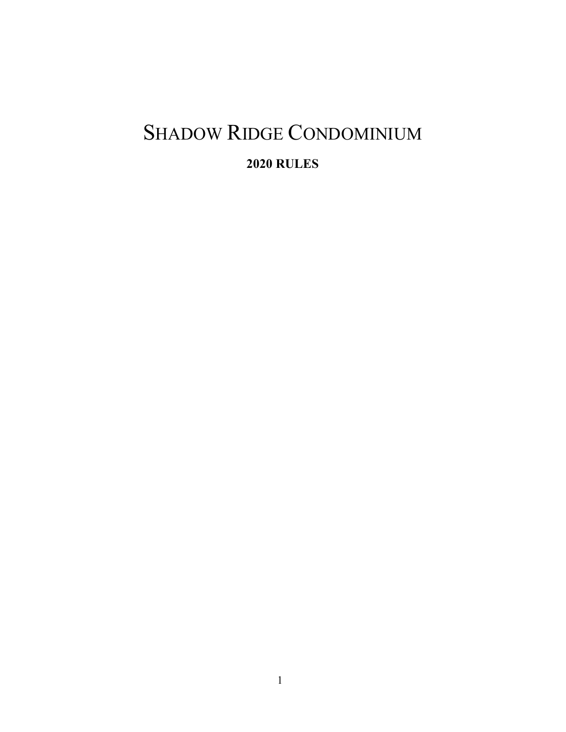# Shadow Ridge Condominium

## 2020 RULES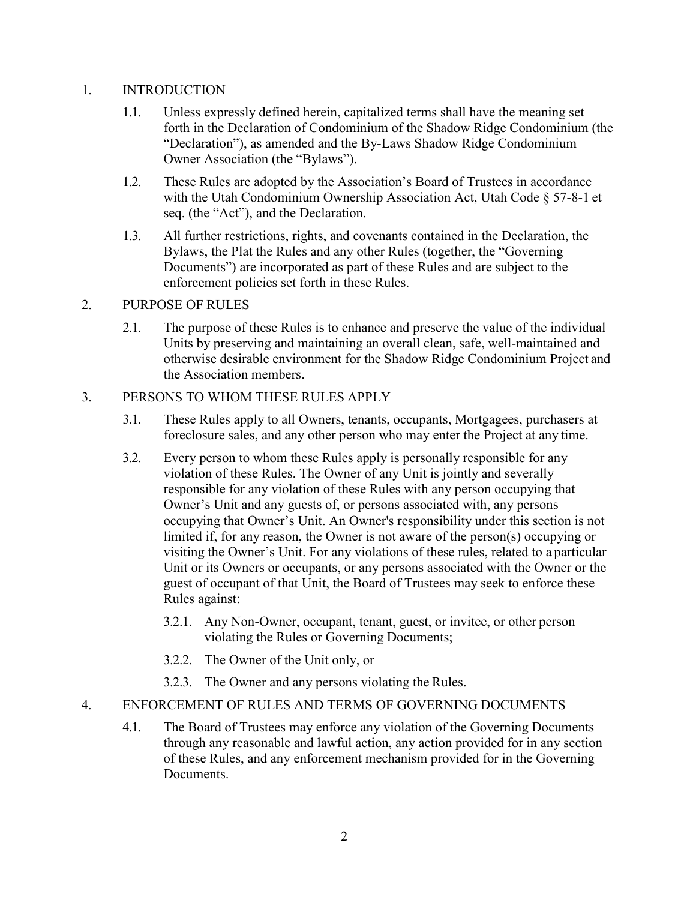## 1. INTRODUCTION

1.1. Unless expressly defined herein, capitalized terms shall have the meaning set forth in the Declaration of Condominium of the Shadow Ridge Condominium (the "Declaration"), as amended and the By-Laws Shadow Ridge Condominium Owner Association (the "Bylaws").

1.2. These Rules are adopted by the Association's Board of Trustees in accordance with the Utah Condominium Ownership Association Act, Utah Code § 57-8-1 et seq. (the "Act"), and the Declaration.

1.3. All further restrictions, rights, and covenants contained in the Declaration, the Bylaws, the Plat the Rules and any other Rules (together, the "Governing Documents") are incorporated as part of these Rules and are subject to the enforcement policies set forth in these Rules.

## 2. PURPOSE OF RULES

2.1. The purpose of these Rules is to enhance and preserve the value of the individual Units by preserving and maintaining an overall clean, safe, well-maintained and otherwise desirable environment for the Shadow Ridge Condominium Project and the Association members.

## 3. PERSONS TO WHOM THESE RULES APPLY

3.1. These Rules apply to all Owners, tenants, occupants, Mortgagees, purchasers at foreclosure sales, and any other person who may enter the Project at any time.

3.2. Every person to whom these Rules apply is personally responsible for any violation of these Rules. The Owner of any Unit is jointly and severally responsible for any violation of these Rules with any person occupying that Owner's Unit and any guests of, or persons associated with, any persons occupying that Owner's Unit. An Owner's responsibility under this section is not limited if, for any reason, the Owner is not aware of the person(s) occupying or visiting the Owner's Unit. For any violations of these rules, related to a particular Unit or its Owners or occupants, or any persons associated with the Owner or the guest of occupant of that Unit, the Board of Trustees may seek to enforce these Rules against:

3.2.1. Any Non-Owner, occupant, tenant, guest, or invitee, or other person violating the Rules or Governing Documents;

3.2.2. The Owner of the Unit only, or

3.2.3. The Owner and any persons violating the Rules.

## 4. ENFORCEMENT OF RULES AND TERMS OF GOVERNING DOCUMENTS

4.1. The Board of Trustees may enforce any violation of the Governing Documents through any reasonable and lawful action, any action provided for in any section of these Rules, and any enforcement mechanism provided for in the Governing Documents.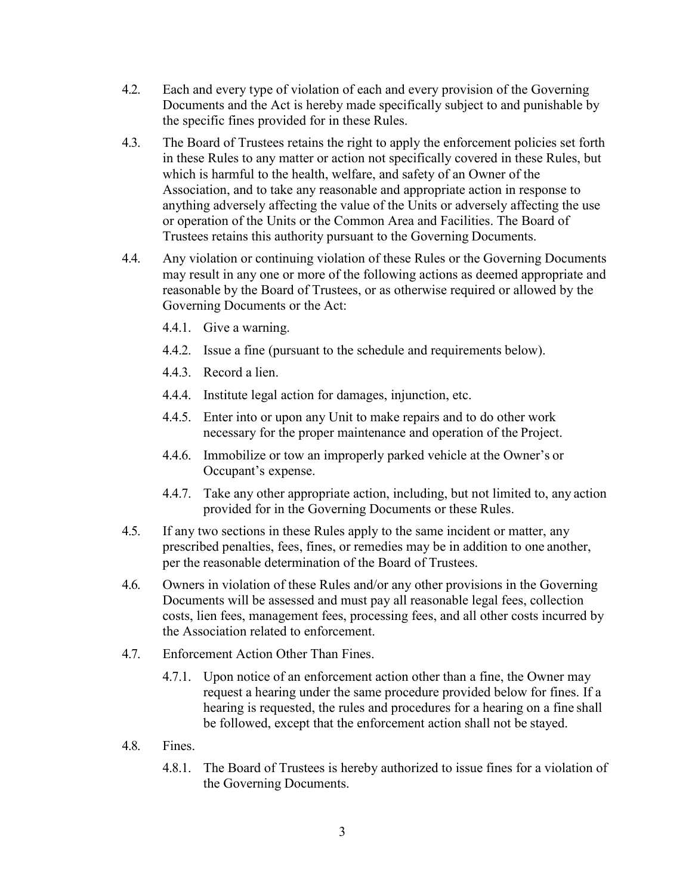4.2. Each and every type of violation of each and every provision of the Governing Documents and the Act is hereby made specifically subject to and punishable by the specific fines provided for in these Rules.

4.3. The Board of Trustees retains the right to apply the enforcement policies set forth in these Rules to any matter or action not specifically covered in these Rules, but which is harmful to the health, welfare, and safety of an Owner of the Association, and to take any reasonable and appropriate action in response to anything adversely affecting the value of the Units or adversely affecting the use or operation of the Units or the Common Area and Facilities. The Board of Trustees retains this authority pursuant to the Governing Documents.

4.4. Any violation or continuing violation of these Rules or the Governing Documents may result in any one or more of the following actions as deemed appropriate and reasonable by the Board of Trustees, or as otherwise required or allowed by the Governing Documents or the Act:

- 4.4.1. Give a warning.
- 4.4.2. Issue a fine (pursuant to the schedule and requirements below).
- 4.4.3. Record a lien.
- 4.4.4. Institute legal action for damages, injunction, etc.
- 4.4.5. Enter into or upon any Unit to make repairs and to do other work necessary for the proper maintenance and operation of the Project.
- 4.4.6. Immobilize or tow an improperly parked vehicle at the Owner's or Occupant's expense.
- 4.4.7. Take any other appropriate action, including, but not limited to, any action provided for in the Governing Documents or these Rules.

4.5. If any two sections in these Rules apply to the same incident or matter, any prescribed penalties, fees, fines, or remedies may be in addition to one another, per the reasonable determination of the Board of Trustees.

4.6. Owners in violation of these Rules and/or any other provisions in the Governing Documents will be assessed and must pay all reasonable legal fees, collection costs, lien fees, management fees, processing fees, and all other costs incurred by the Association related to enforcement.

4.7. Enforcement Action Other Than Fines.

- 4.7.1. Upon notice of an enforcement action other than a fine, the Owner may request a hearing under the same procedure provided below for fines. If a hearing is requested, the rules and procedures for a hearing on a fine shall be followed, except that the enforcement action shall not be stayed.

4.8. Fines.

- 4.8.1. The Board of Trustees is hereby authorized to issue fines for a violation of the Governing Documents.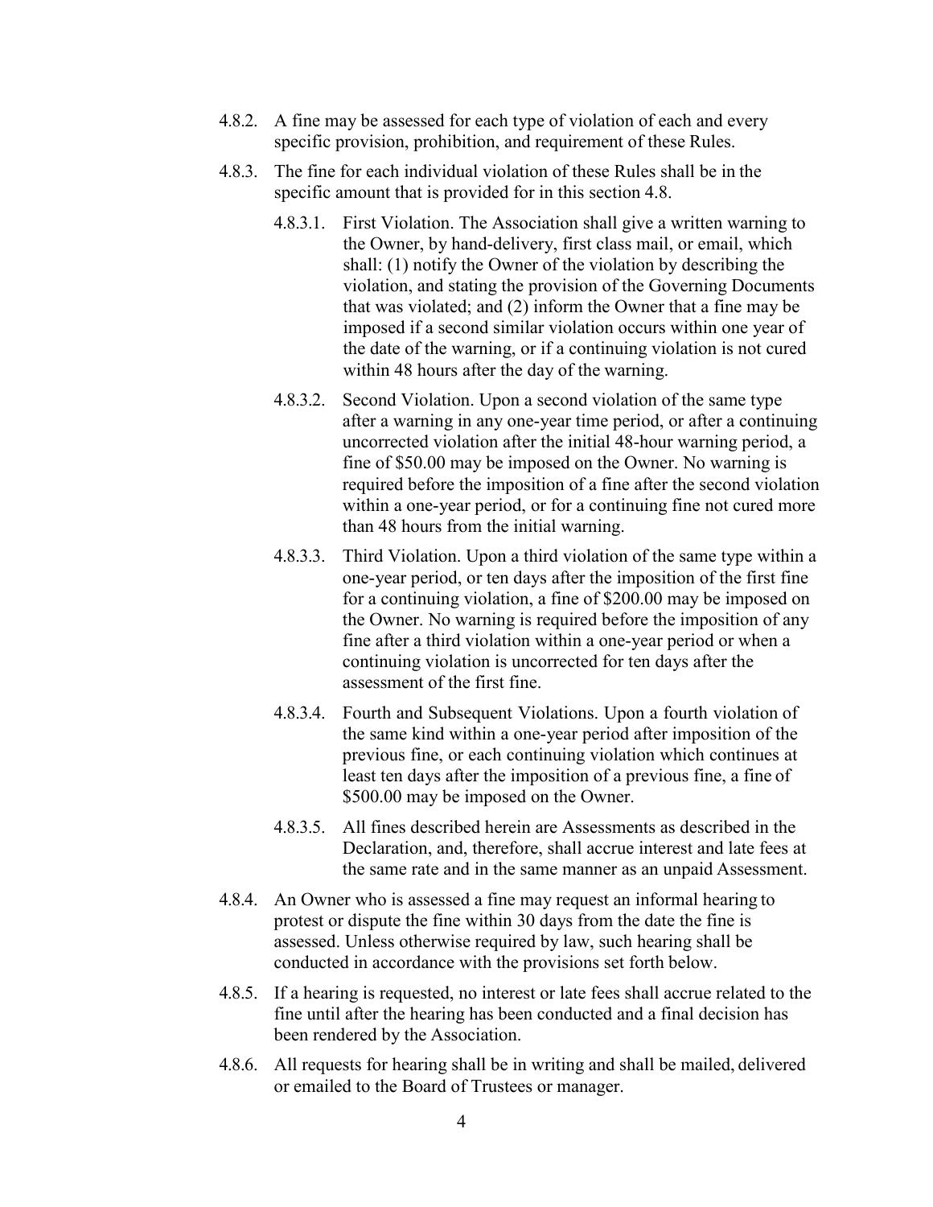4.8.2. A fine may be assessed for each type of violation of each and every specific provision, prohibition, and requirement of these Rules.

4.8.3. The fine for each individual violation of these Rules shall be in the specific amount that is provided for in this section 4.8.

> 4.8.3.1. First Violation. The Association shall give a written warning to the Owner, by hand-delivery, first class mail, or email, which shall: (1) notify the Owner of the violation by describing the violation, and stating the provision of the Governing Documents that was violated; and (2) inform the Owner that a fine may be imposed if a second similar violation occurs within one year of the date of the warning, or if a continuing violation is not cured within 48 hours after the day of the warning.
>
> 4.8.3.2. Second Violation. Upon a second violation of the same type after a warning in any one-year time period, or after a continuing uncorrected violation after the initial 48-hour warning period, a fine of $50.00 may be imposed on the Owner. No warning is required before the imposition of a fine after the second violation within a one-year period, or for a continuing fine not cured more than 48 hours from the initial warning.
>
> 4.8.3.3. Third Violation. Upon a third violation of the same type within a one-year period, or ten days after the imposition of the first fine for a continuing violation, a fine of $200.00 may be imposed on the Owner. No warning is required before the imposition of any fine after a third violation within a one-year period or when a continuing violation is uncorrected for ten days after the assessment of the first fine.
>
> 4.8.3.4. Fourth and Subsequent Violations. Upon a fourth violation of the same kind within a one-year period after imposition of the previous fine, or each continuing violation which continues at least ten days after the imposition of a previous fine, a fine of $500.00 may be imposed on the Owner.
>
> 4.8.3.5. All fines described herein are Assessments as described in the Declaration, and, therefore, shall accrue interest and late fees at the same rate and in the same manner as an unpaid Assessment.

4.8.4. An Owner who is assessed a fine may request an informal hearing to protest or dispute the fine within 30 days from the date the fine is assessed. Unless otherwise required by law, such hearing shall be conducted in accordance with the provisions set forth below.

4.8.5. If a hearing is requested, no interest or late fees shall accrue related to the fine until after the hearing has been conducted and a final decision has been rendered by the Association.

4.8.6. All requests for hearing shall be in writing and shall be mailed, delivered or emailed to the Board of Trustees or manager.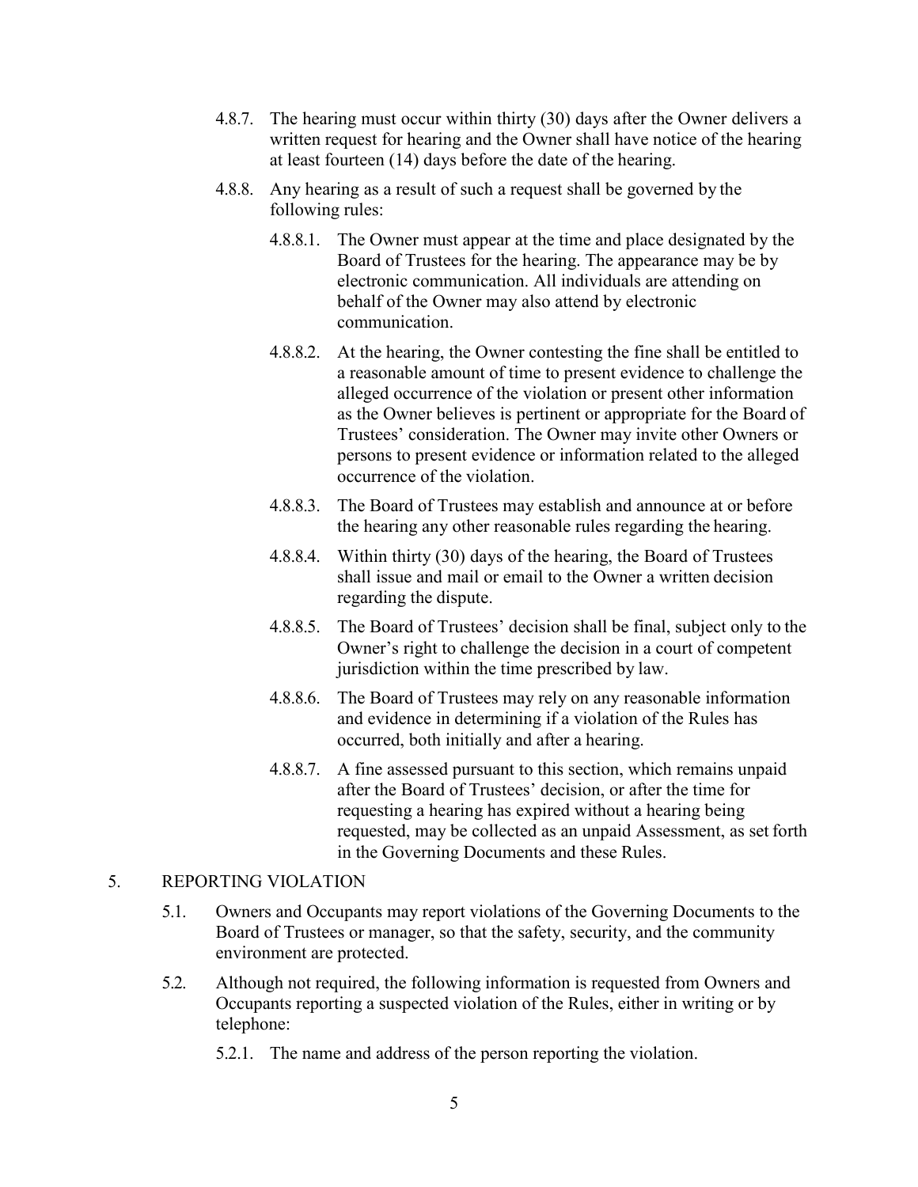4.8.7. The hearing must occur within thirty (30) days after the Owner delivers a written request for hearing and the Owner shall have notice of the hearing at least fourteen (14) days before the date of the hearing.

4.8.8. Any hearing as a result of such a request shall be governed by the following rules:

4.8.8.1. The Owner must appear at the time and place designated by the Board of Trustees for the hearing. The appearance may be by electronic communication. All individuals are attending on behalf of the Owner may also attend by electronic communication.

4.8.8.2. At the hearing, the Owner contesting the fine shall be entitled to a reasonable amount of time to present evidence to challenge the alleged occurrence of the violation or present other information as the Owner believes is pertinent or appropriate for the Board of Trustees' consideration. The Owner may invite other Owners or persons to present evidence or information related to the alleged occurrence of the violation.

4.8.8.3. The Board of Trustees may establish and announce at or before the hearing any other reasonable rules regarding the hearing.

4.8.8.4. Within thirty (30) days of the hearing, the Board of Trustees shall issue and mail or email to the Owner a written decision regarding the dispute.

4.8.8.5. The Board of Trustees' decision shall be final, subject only to the Owner's right to challenge the decision in a court of competent jurisdiction within the time prescribed by law.

4.8.8.6. The Board of Trustees may rely on any reasonable information and evidence in determining if a violation of the Rules has occurred, both initially and after a hearing.

4.8.8.7. A fine assessed pursuant to this section, which remains unpaid after the Board of Trustees' decision, or after the time for requesting a hearing has expired without a hearing being requested, may be collected as an unpaid Assessment, as set forth in the Governing Documents and these Rules.

## 5. REPORTING VIOLATION

5.1. Owners and Occupants may report violations of the Governing Documents to the Board of Trustees or manager, so that the safety, security, and the community environment are protected.

5.2. Although not required, the following information is requested from Owners and Occupants reporting a suspected violation of the Rules, either in writing or by telephone:

5.2.1. The name and address of the person reporting the violation.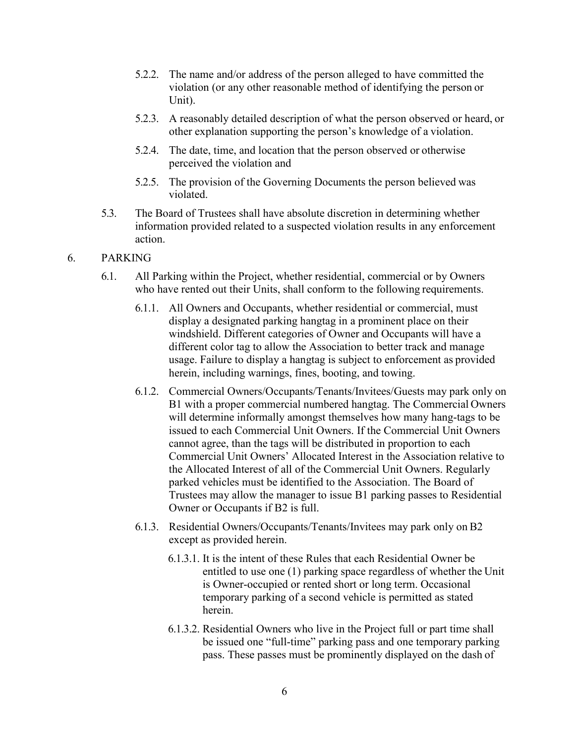5.2.2. The name and/or address of the person alleged to have committed the violation (or any other reasonable method of identifying the person or Unit).

5.2.3. A reasonably detailed description of what the person observed or heard, or other explanation supporting the person's knowledge of a violation.

5.2.4. The date, time, and location that the person observed or otherwise perceived the violation and

5.2.5. The provision of the Governing Documents the person believed was violated.

5.3. The Board of Trustees shall have absolute discretion in determining whether information provided related to a suspected violation results in any enforcement action.

## 6. PARKING

6.1. All Parking within the Project, whether residential, commercial or by Owners who have rented out their Units, shall conform to the following requirements.

6.1.1. All Owners and Occupants, whether residential or commercial, must display a designated parking hangtag in a prominent place on their windshield. Different categories of Owner and Occupants will have a different color tag to allow the Association to better track and manage usage. Failure to display a hangtag is subject to enforcement as provided herein, including warnings, fines, booting, and towing.

6.1.2. Commercial Owners/Occupants/Tenants/Invitees/Guests may park only on B1 with a proper commercial numbered hangtag. The Commercial Owners will determine informally amongst themselves how many hang-tags to be issued to each Commercial Unit Owners. If the Commercial Unit Owners cannot agree, than the tags will be distributed in proportion to each Commercial Unit Owners' Allocated Interest in the Association relative to the Allocated Interest of all of the Commercial Unit Owners. Regularly parked vehicles must be identified to the Association. The Board of Trustees may allow the manager to issue B1 parking passes to Residential Owner or Occupants if B2 is full.

6.1.3. Residential Owners/Occupants/Tenants/Invitees may park only on B2 except as provided herein.

6.1.3.1. It is the intent of these Rules that each Residential Owner be entitled to use one (1) parking space regardless of whether the Unit is Owner-occupied or rented short or long term. Occasional temporary parking of a second vehicle is permitted as stated herein.

6.1.3.2. Residential Owners who live in the Project full or part time shall be issued one "full-time" parking pass and one temporary parking pass. These passes must be prominently displayed on the dash of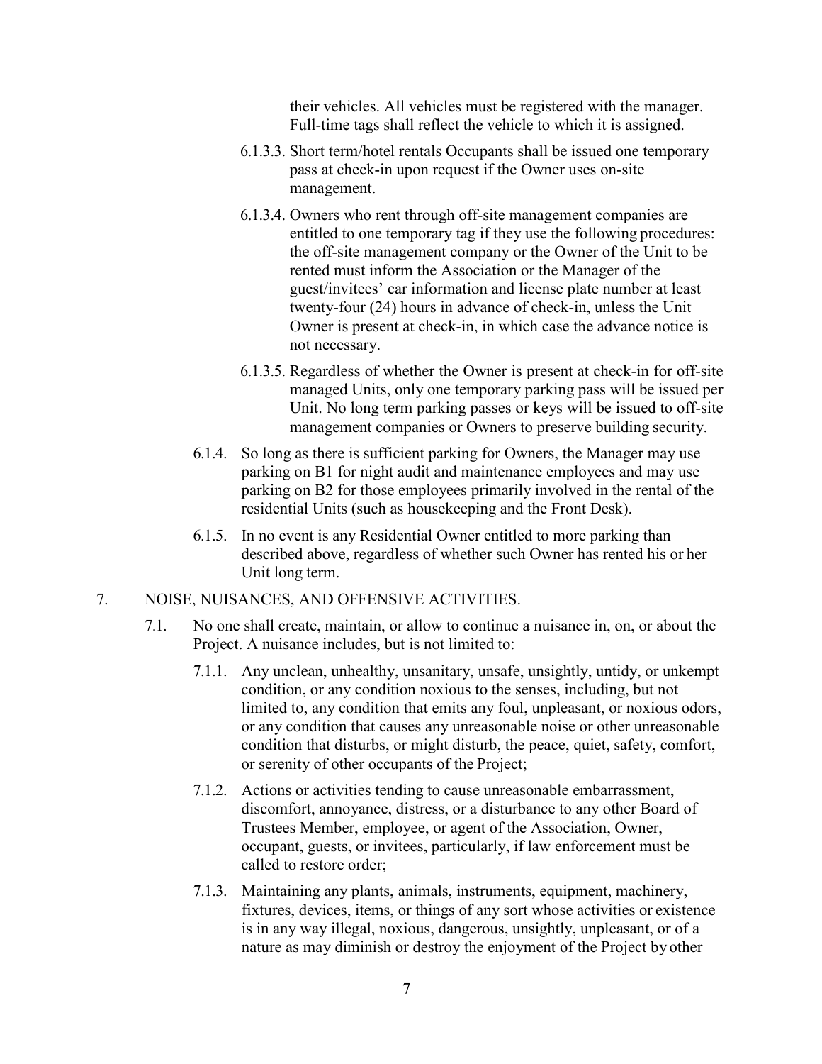their vehicles. All vehicles must be registered with the manager. Full-time tags shall reflect the vehicle to which it is assigned.

6.1.3.3. Short term/hotel rentals Occupants shall be issued one temporary pass at check-in upon request if the Owner uses on-site management.

6.1.3.4. Owners who rent through off-site management companies are entitled to one temporary tag if they use the following procedures: the off-site management company or the Owner of the Unit to be rented must inform the Association or the Manager of the guest/invitees' car information and license plate number at least twenty-four (24) hours in advance of check-in, unless the Unit Owner is present at check-in, in which case the advance notice is not necessary.

6.1.3.5. Regardless of whether the Owner is present at check-in for off-site managed Units, only one temporary parking pass will be issued per Unit. No long term parking passes or keys will be issued to off-site management companies or Owners to preserve building security.

6.1.4. So long as there is sufficient parking for Owners, the Manager may use parking on B1 for night audit and maintenance employees and may use parking on B2 for those employees primarily involved in the rental of the residential Units (such as housekeeping and the Front Desk).

6.1.5. In no event is any Residential Owner entitled to more parking than described above, regardless of whether such Owner has rented his or her Unit long term.

7. NOISE, NUISANCES, AND OFFENSIVE ACTIVITIES.

7.1. No one shall create, maintain, or allow to continue a nuisance in, on, or about the Project. A nuisance includes, but is not limited to:

7.1.1. Any unclean, unhealthy, unsanitary, unsafe, unsightly, untidy, or unkempt condition, or any condition noxious to the senses, including, but not limited to, any condition that emits any foul, unpleasant, or noxious odors, or any condition that causes any unreasonable noise or other unreasonable condition that disturbs, or might disturb, the peace, quiet, safety, comfort, or serenity of other occupants of the Project;

7.1.2. Actions or activities tending to cause unreasonable embarrassment, discomfort, annoyance, distress, or a disturbance to any other Board of Trustees Member, employee, or agent of the Association, Owner, occupant, guests, or invitees, particularly, if law enforcement must be called to restore order;

7.1.3. Maintaining any plants, animals, instruments, equipment, machinery, fixtures, devices, items, or things of any sort whose activities or existence is in any way illegal, noxious, dangerous, unsightly, unpleasant, or of a nature as may diminish or destroy the enjoyment of the Project by other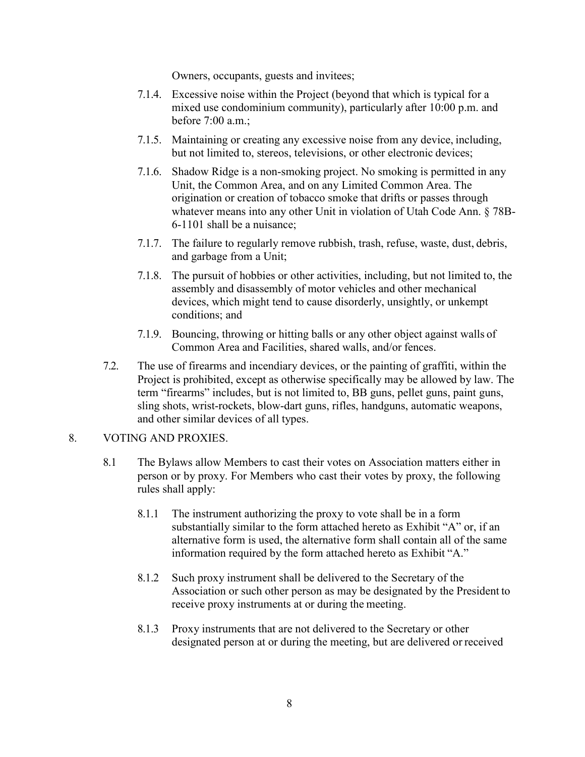Owners, occupants, guests and invitees;

7.1.4. Excessive noise within the Project (beyond that which is typical for a mixed use condominium community), particularly after 10:00 p.m. and before 7:00 a.m.;

7.1.5. Maintaining or creating any excessive noise from any device, including, but not limited to, stereos, televisions, or other electronic devices;

7.1.6. Shadow Ridge is a non-smoking project. No smoking is permitted in any Unit, the Common Area, and on any Limited Common Area. The origination or creation of tobacco smoke that drifts or passes through whatever means into any other Unit in violation of Utah Code Ann. § 78B-6-1101 shall be a nuisance;

7.1.7. The failure to regularly remove rubbish, trash, refuse, waste, dust, debris, and garbage from a Unit;

7.1.8. The pursuit of hobbies or other activities, including, but not limited to, the assembly and disassembly of motor vehicles and other mechanical devices, which might tend to cause disorderly, unsightly, or unkempt conditions; and

7.1.9. Bouncing, throwing or hitting balls or any other object against walls of Common Area and Facilities, shared walls, and/or fences.

7.2. The use of firearms and incendiary devices, or the painting of graffiti, within the Project is prohibited, except as otherwise specifically may be allowed by law. The term "firearms" includes, but is not limited to, BB guns, pellet guns, paint guns, sling shots, wrist-rockets, blow-dart guns, rifles, handguns, automatic weapons, and other similar devices of all types.

8. VOTING AND PROXIES.

8.1 The Bylaws allow Members to cast their votes on Association matters either in person or by proxy. For Members who cast their votes by proxy, the following rules shall apply:

8.1.1 The instrument authorizing the proxy to vote shall be in a form substantially similar to the form attached hereto as Exhibit "A" or, if an alternative form is used, the alternative form shall contain all of the same information required by the form attached hereto as Exhibit "A."

8.1.2 Such proxy instrument shall be delivered to the Secretary of the Association or such other person as may be designated by the President to receive proxy instruments at or during the meeting.

8.1.3 Proxy instruments that are not delivered to the Secretary or other designated person at or during the meeting, but are delivered or received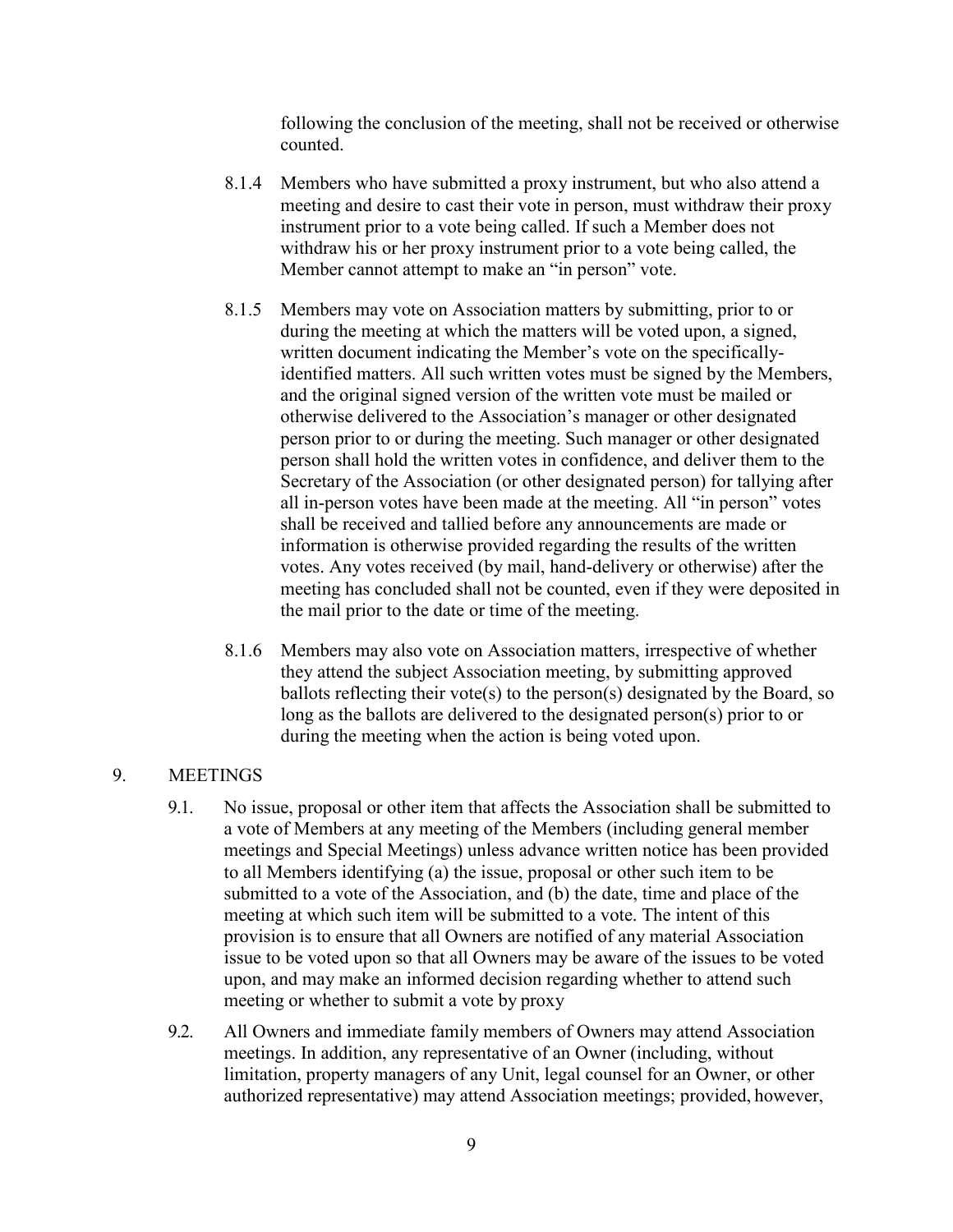following the conclusion of the meeting, shall not be received or otherwise counted.

8.1.4 Members who have submitted a proxy instrument, but who also attend a meeting and desire to cast their vote in person, must withdraw their proxy instrument prior to a vote being called. If such a Member does not withdraw his or her proxy instrument prior to a vote being called, the Member cannot attempt to make an "in person" vote.

8.1.5 Members may vote on Association matters by submitting, prior to or during the meeting at which the matters will be voted upon, a signed, written document indicating the Member's vote on the specifically-identified matters. All such written votes must be signed by the Members, and the original signed version of the written vote must be mailed or otherwise delivered to the Association's manager or other designated person prior to or during the meeting. Such manager or other designated person shall hold the written votes in confidence, and deliver them to the Secretary of the Association (or other designated person) for tallying after all in-person votes have been made at the meeting. All "in person" votes shall be received and tallied before any announcements are made or information is otherwise provided regarding the results of the written votes. Any votes received (by mail, hand-delivery or otherwise) after the meeting has concluded shall not be counted, even if they were deposited in the mail prior to the date or time of the meeting.

8.1.6 Members may also vote on Association matters, irrespective of whether they attend the subject Association meeting, by submitting approved ballots reflecting their vote(s) to the person(s) designated by the Board, so long as the ballots are delivered to the designated person(s) prior to or during the meeting when the action is being voted upon.

## 9. MEETINGS

9.1. No issue, proposal or other item that affects the Association shall be submitted to a vote of Members at any meeting of the Members (including general member meetings and Special Meetings) unless advance written notice has been provided to all Members identifying (a) the issue, proposal or other such item to be submitted to a vote of the Association, and (b) the date, time and place of the meeting at which such item will be submitted to a vote. The intent of this provision is to ensure that all Owners are notified of any material Association issue to be voted upon so that all Owners may be aware of the issues to be voted upon, and may make an informed decision regarding whether to attend such meeting or whether to submit a vote by proxy

9.2. All Owners and immediate family members of Owners may attend Association meetings. In addition, any representative of an Owner (including, without limitation, property managers of any Unit, legal counsel for an Owner, or other authorized representative) may attend Association meetings; provided, however,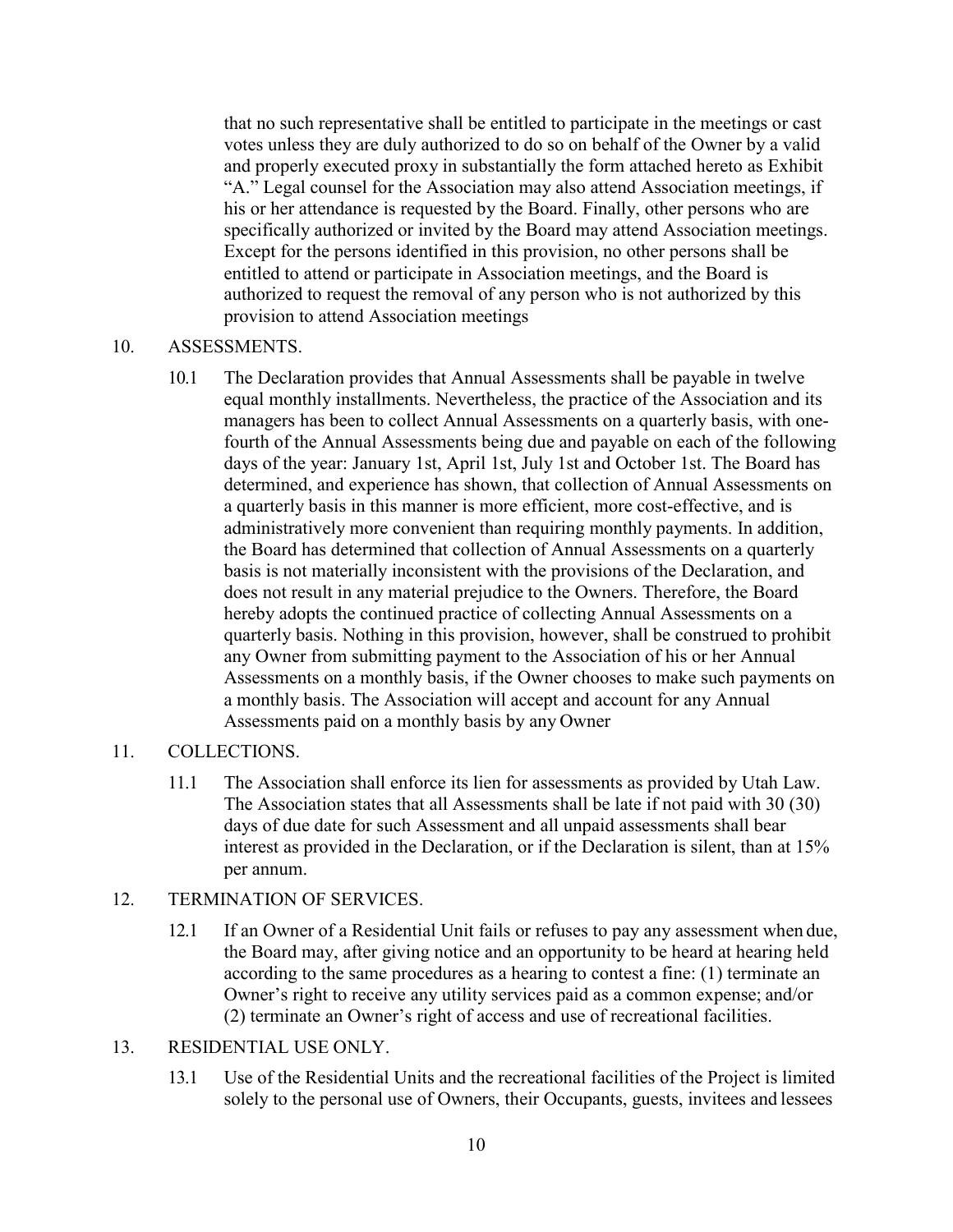that no such representative shall be entitled to participate in the meetings or cast votes unless they are duly authorized to do so on behalf of the Owner by a valid and properly executed proxy in substantially the form attached hereto as Exhibit "A." Legal counsel for the Association may also attend Association meetings, if his or her attendance is requested by the Board. Finally, other persons who are specifically authorized or invited by the Board may attend Association meetings. Except for the persons identified in this provision, no other persons shall be entitled to attend or participate in Association meetings, and the Board is authorized to request the removal of any person who is not authorized by this provision to attend Association meetings

10. ASSESSMENTS.

10.1 The Declaration provides that Annual Assessments shall be payable in twelve equal monthly installments. Nevertheless, the practice of the Association and its managers has been to collect Annual Assessments on a quarterly basis, with one-fourth of the Annual Assessments being due and payable on each of the following days of the year: January 1st, April 1st, July 1st and October 1st. The Board has determined, and experience has shown, that collection of Annual Assessments on a quarterly basis in this manner is more efficient, more cost-effective, and is administratively more convenient than requiring monthly payments. In addition, the Board has determined that collection of Annual Assessments on a quarterly basis is not materially inconsistent with the provisions of the Declaration, and does not result in any material prejudice to the Owners. Therefore, the Board hereby adopts the continued practice of collecting Annual Assessments on a quarterly basis. Nothing in this provision, however, shall be construed to prohibit any Owner from submitting payment to the Association of his or her Annual Assessments on a monthly basis, if the Owner chooses to make such payments on a monthly basis. The Association will accept and account for any Annual Assessments paid on a monthly basis by any Owner

11. COLLECTIONS.

11.1 The Association shall enforce its lien for assessments as provided by Utah Law. The Association states that all Assessments shall be late if not paid with 30 (30) days of due date for such Assessment and all unpaid assessments shall bear interest as provided in the Declaration, or if the Declaration is silent, than at 15% per annum.

12. TERMINATION OF SERVICES.

12.1 If an Owner of a Residential Unit fails or refuses to pay any assessment when due, the Board may, after giving notice and an opportunity to be heard at hearing held according to the same procedures as a hearing to contest a fine: (1) terminate an Owner's right to receive any utility services paid as a common expense; and/or (2) terminate an Owner's right of access and use of recreational facilities.

13. RESIDENTIAL USE ONLY.

13.1 Use of the Residential Units and the recreational facilities of the Project is limited solely to the personal use of Owners, their Occupants, guests, invitees and lessees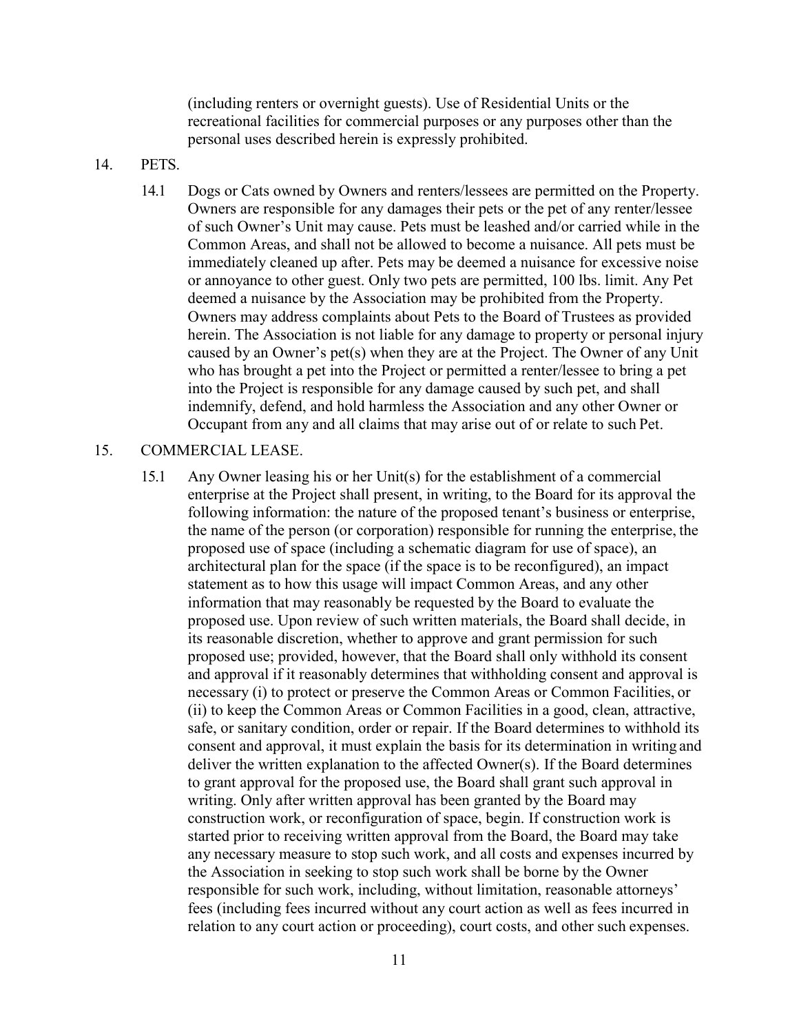(including renters or overnight guests). Use of Residential Units or the recreational facilities for commercial purposes or any purposes other than the personal uses described herein is expressly prohibited.

14. PETS.

14.1 Dogs or Cats owned by Owners and renters/lessees are permitted on the Property. Owners are responsible for any damages their pets or the pet of any renter/lessee of such Owner's Unit may cause. Pets must be leashed and/or carried while in the Common Areas, and shall not be allowed to become a nuisance. All pets must be immediately cleaned up after. Pets may be deemed a nuisance for excessive noise or annoyance to other guest. Only two pets are permitted, 100 lbs. limit. Any Pet deemed a nuisance by the Association may be prohibited from the Property. Owners may address complaints about Pets to the Board of Trustees as provided herein. The Association is not liable for any damage to property or personal injury caused by an Owner's pet(s) when they are at the Project. The Owner of any Unit who has brought a pet into the Project or permitted a renter/lessee to bring a pet into the Project is responsible for any damage caused by such pet, and shall indemnify, defend, and hold harmless the Association and any other Owner or Occupant from any and all claims that may arise out of or relate to such Pet.

15. COMMERCIAL LEASE.

15.1 Any Owner leasing his or her Unit(s) for the establishment of a commercial enterprise at the Project shall present, in writing, to the Board for its approval the following information: the nature of the proposed tenant's business or enterprise, the name of the person (or corporation) responsible for running the enterprise, the proposed use of space (including a schematic diagram for use of space), an architectural plan for the space (if the space is to be reconfigured), an impact statement as to how this usage will impact Common Areas, and any other information that may reasonably be requested by the Board to evaluate the proposed use. Upon review of such written materials, the Board shall decide, in its reasonable discretion, whether to approve and grant permission for such proposed use; provided, however, that the Board shall only withhold its consent and approval if it reasonably determines that withholding consent and approval is necessary (i) to protect or preserve the Common Areas or Common Facilities, or (ii) to keep the Common Areas or Common Facilities in a good, clean, attractive, safe, or sanitary condition, order or repair. If the Board determines to withhold its consent and approval, it must explain the basis for its determination in writing and deliver the written explanation to the affected Owner(s). If the Board determines to grant approval for the proposed use, the Board shall grant such approval in writing. Only after written approval has been granted by the Board may construction work, or reconfiguration of space, begin. If construction work is started prior to receiving written approval from the Board, the Board may take any necessary measure to stop such work, and all costs and expenses incurred by the Association in seeking to stop such work shall be borne by the Owner responsible for such work, including, without limitation, reasonable attorneys' fees (including fees incurred without any court action as well as fees incurred in relation to any court action or proceeding), court costs, and other such expenses.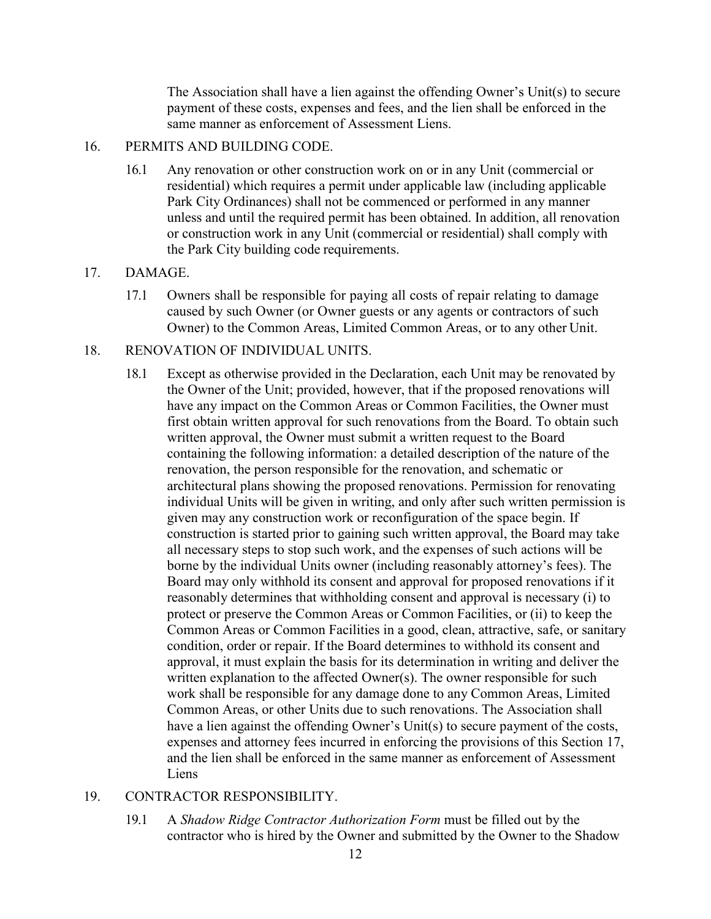The Association shall have a lien against the offending Owner's Unit(s) to secure payment of these costs, expenses and fees, and the lien shall be enforced in the same manner as enforcement of Assessment Liens.

## 16. PERMITS AND BUILDING CODE.

16.1 Any renovation or other construction work on or in any Unit (commercial or residential) which requires a permit under applicable law (including applicable Park City Ordinances) shall not be commenced or performed in any manner unless and until the required permit has been obtained. In addition, all renovation or construction work in any Unit (commercial or residential) shall comply with the Park City building code requirements.

## 17. DAMAGE.

17.1 Owners shall be responsible for paying all costs of repair relating to damage caused by such Owner (or Owner guests or any agents or contractors of such Owner) to the Common Areas, Limited Common Areas, or to any other Unit.

## 18. RENOVATION OF INDIVIDUAL UNITS.

18.1 Except as otherwise provided in the Declaration, each Unit may be renovated by the Owner of the Unit; provided, however, that if the proposed renovations will have any impact on the Common Areas or Common Facilities, the Owner must first obtain written approval for such renovations from the Board. To obtain such written approval, the Owner must submit a written request to the Board containing the following information: a detailed description of the nature of the renovation, the person responsible for the renovation, and schematic or architectural plans showing the proposed renovations. Permission for renovating individual Units will be given in writing, and only after such written permission is given may any construction work or reconfiguration of the space begin. If construction is started prior to gaining such written approval, the Board may take all necessary steps to stop such work, and the expenses of such actions will be borne by the individual Units owner (including reasonably attorney's fees). The Board may only withhold its consent and approval for proposed renovations if it reasonably determines that withholding consent and approval is necessary (i) to protect or preserve the Common Areas or Common Facilities, or (ii) to keep the Common Areas or Common Facilities in a good, clean, attractive, safe, or sanitary condition, order or repair. If the Board determines to withhold its consent and approval, it must explain the basis for its determination in writing and deliver the written explanation to the affected Owner(s). The owner responsible for such work shall be responsible for any damage done to any Common Areas, Limited Common Areas, or other Units due to such renovations. The Association shall have a lien against the offending Owner's Unit(s) to secure payment of the costs, expenses and attorney fees incurred in enforcing the provisions of this Section 17, and the lien shall be enforced in the same manner as enforcement of Assessment Liens

## 19. CONTRACTOR RESPONSIBILITY.

19.1 A *Shadow Ridge Contractor Authorization Form* must be filled out by the contractor who is hired by the Owner and submitted by the Owner to the Shadow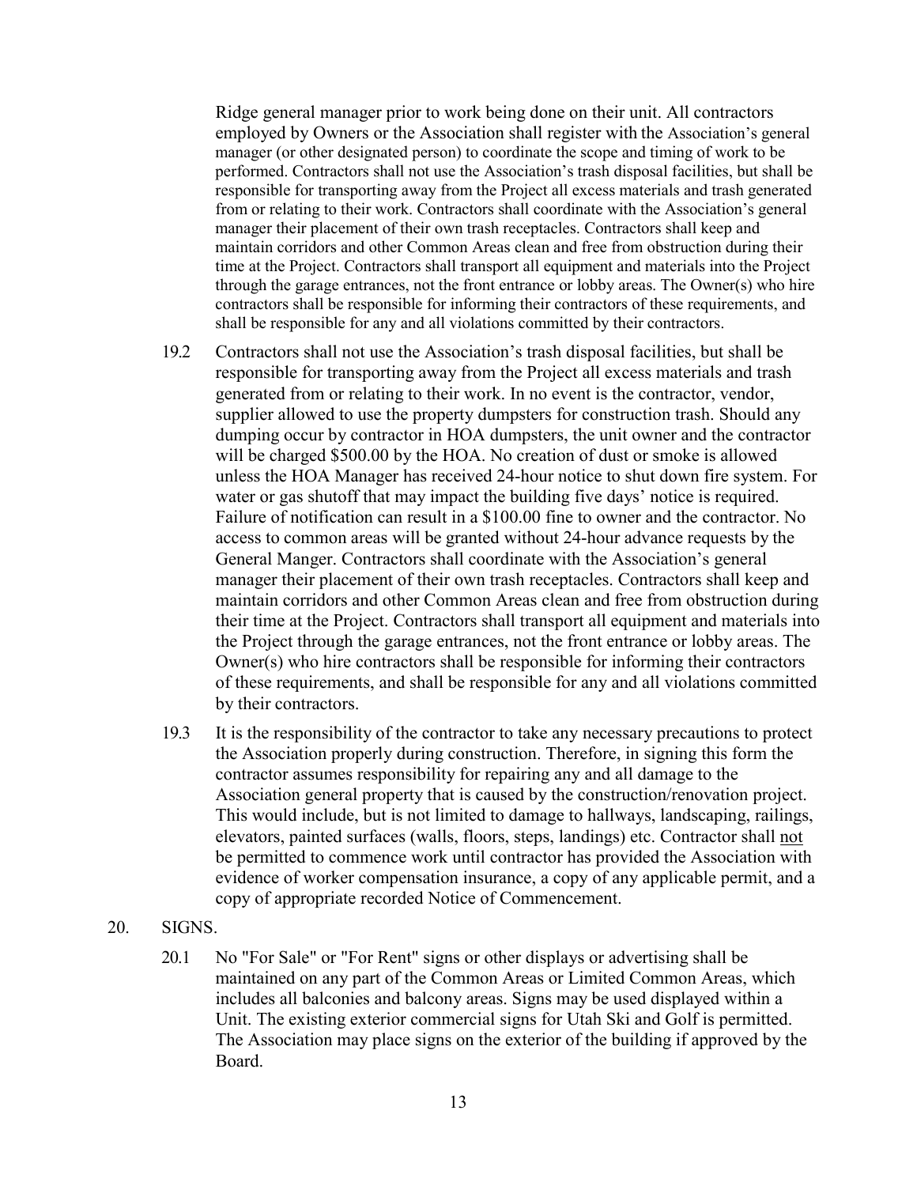Ridge general manager prior to work being done on their unit. All contractors employed by Owners or the Association shall register with the Association's general manager (or other designated person) to coordinate the scope and timing of work to be performed. Contractors shall not use the Association's trash disposal facilities, but shall be responsible for transporting away from the Project all excess materials and trash generated from or relating to their work. Contractors shall coordinate with the Association's general manager their placement of their own trash receptacles. Contractors shall keep and maintain corridors and other Common Areas clean and free from obstruction during their time at the Project. Contractors shall transport all equipment and materials into the Project through the garage entrances, not the front entrance or lobby areas. The Owner(s) who hire contractors shall be responsible for informing their contractors of these requirements, and shall be responsible for any and all violations committed by their contractors.

19.2 Contractors shall not use the Association's trash disposal facilities, but shall be responsible for transporting away from the Project all excess materials and trash generated from or relating to their work. In no event is the contractor, vendor, supplier allowed to use the property dumpsters for construction trash. Should any dumping occur by contractor in HOA dumpsters, the unit owner and the contractor will be charged $500.00 by the HOA. No creation of dust or smoke is allowed unless the HOA Manager has received 24-hour notice to shut down fire system. For water or gas shutoff that may impact the building five days' notice is required. Failure of notification can result in a $100.00 fine to owner and the contractor. No access to common areas will be granted without 24-hour advance requests by the General Manger. Contractors shall coordinate with the Association's general manager their placement of their own trash receptacles. Contractors shall keep and maintain corridors and other Common Areas clean and free from obstruction during their time at the Project. Contractors shall transport all equipment and materials into the Project through the garage entrances, not the front entrance or lobby areas. The Owner(s) who hire contractors shall be responsible for informing their contractors of these requirements, and shall be responsible for any and all violations committed by their contractors.

19.3 It is the responsibility of the contractor to take any necessary precautions to protect the Association properly during construction. Therefore, in signing this form the contractor assumes responsibility for repairing any and all damage to the Association general property that is caused by the construction/renovation project. This would include, but is not limited to damage to hallways, landscaping, railings, elevators, painted surfaces (walls, floors, steps, landings) etc. Contractor shall <u>not</u> be permitted to commence work until contractor has provided the Association with evidence of worker compensation insurance, a copy of any applicable permit, and a copy of appropriate recorded Notice of Commencement.

20. SIGNS.

20.1 No "For Sale" or "For Rent" signs or other displays or advertising shall be maintained on any part of the Common Areas or Limited Common Areas, which includes all balconies and balcony areas. Signs may be used displayed within a Unit. The existing exterior commercial signs for Utah Ski and Golf is permitted. The Association may place signs on the exterior of the building if approved by the Board.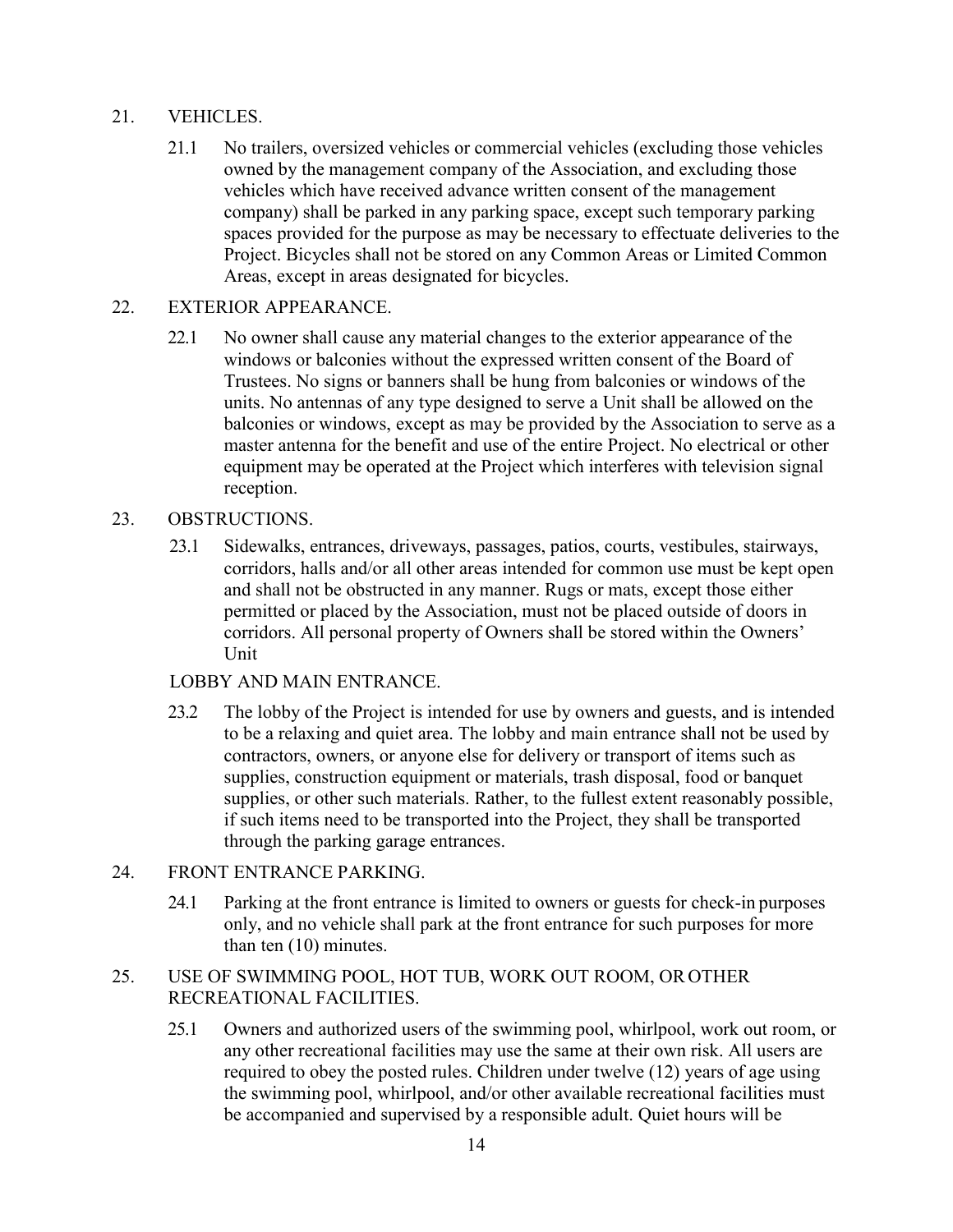## 21. VEHICLES.

21.1 No trailers, oversized vehicles or commercial vehicles (excluding those vehicles owned by the management company of the Association, and excluding those vehicles which have received advance written consent of the management company) shall be parked in any parking space, except such temporary parking spaces provided for the purpose as may be necessary to effectuate deliveries to the Project. Bicycles shall not be stored on any Common Areas or Limited Common Areas, except in areas designated for bicycles.

## 22. EXTERIOR APPEARANCE.

22.1 No owner shall cause any material changes to the exterior appearance of the windows or balconies without the expressed written consent of the Board of Trustees. No signs or banners shall be hung from balconies or windows of the units. No antennas of any type designed to serve a Unit shall be allowed on the balconies or windows, except as may be provided by the Association to serve as a master antenna for the benefit and use of the entire Project. No electrical or other equipment may be operated at the Project which interferes with television signal reception.

## 23. OBSTRUCTIONS.

23.1 Sidewalks, entrances, driveways, passages, patios, courts, vestibules, stairways, corridors, halls and/or all other areas intended for common use must be kept open and shall not be obstructed in any manner. Rugs or mats, except those either permitted or placed by the Association, must not be placed outside of doors in corridors. All personal property of Owners shall be stored within the Owners' Unit

### LOBBY AND MAIN ENTRANCE.

23.2 The lobby of the Project is intended for use by owners and guests, and is intended to be a relaxing and quiet area. The lobby and main entrance shall not be used by contractors, owners, or anyone else for delivery or transport of items such as supplies, construction equipment or materials, trash disposal, food or banquet supplies, or other such materials. Rather, to the fullest extent reasonably possible, if such items need to be transported into the Project, they shall be transported through the parking garage entrances.

## 24. FRONT ENTRANCE PARKING.

24.1 Parking at the front entrance is limited to owners or guests for check-in purposes only, and no vehicle shall park at the front entrance for such purposes for more than ten (10) minutes.

## 25. USE OF SWIMMING POOL, HOT TUB, WORK OUT ROOM, OR OTHER RECREATIONAL FACILITIES.

25.1 Owners and authorized users of the swimming pool, whirlpool, work out room, or any other recreational facilities may use the same at their own risk. All users are required to obey the posted rules. Children under twelve (12) years of age using the swimming pool, whirlpool, and/or other available recreational facilities must be accompanied and supervised by a responsible adult. Quiet hours will be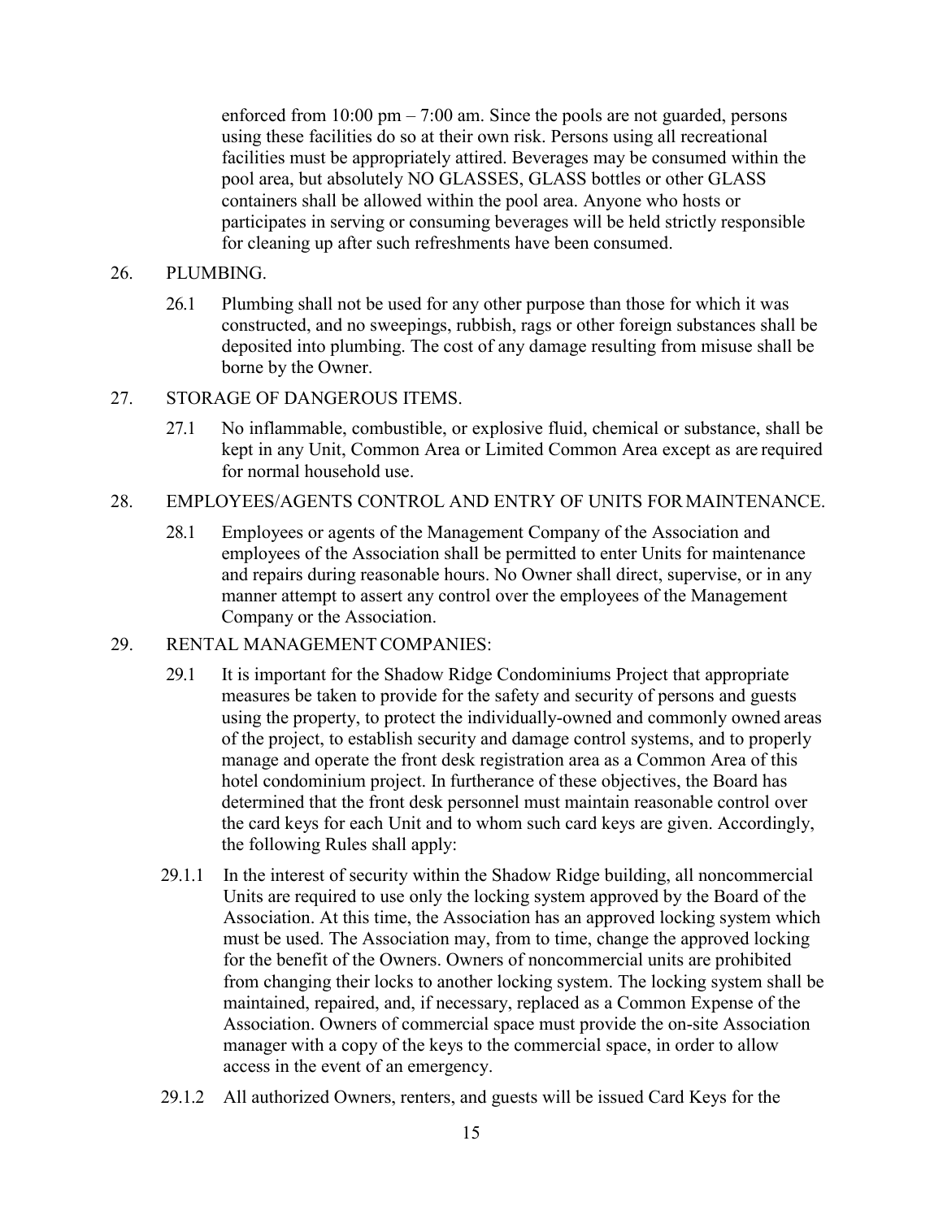enforced from 10:00 pm – 7:00 am. Since the pools are not guarded, persons using these facilities do so at their own risk. Persons using all recreational facilities must be appropriately attired. Beverages may be consumed within the pool area, but absolutely NO GLASSES, GLASS bottles or other GLASS containers shall be allowed within the pool area. Anyone who hosts or participates in serving or consuming beverages will be held strictly responsible for cleaning up after such refreshments have been consumed.

26. PLUMBING.

26.1 Plumbing shall not be used for any other purpose than those for which it was constructed, and no sweepings, rubbish, rags or other foreign substances shall be deposited into plumbing. The cost of any damage resulting from misuse shall be borne by the Owner.

27. STORAGE OF DANGEROUS ITEMS.

27.1 No inflammable, combustible, or explosive fluid, chemical or substance, shall be kept in any Unit, Common Area or Limited Common Area except as are required for normal household use.

28. EMPLOYEES/AGENTS CONTROL AND ENTRY OF UNITS FOR MAINTENANCE.

28.1 Employees or agents of the Management Company of the Association and employees of the Association shall be permitted to enter Units for maintenance and repairs during reasonable hours. No Owner shall direct, supervise, or in any manner attempt to assert any control over the employees of the Management Company or the Association.

29. RENTAL MANAGEMENT COMPANIES:

29.1 It is important for the Shadow Ridge Condominiums Project that appropriate measures be taken to provide for the safety and security of persons and guests using the property, to protect the individually-owned and commonly owned areas of the project, to establish security and damage control systems, and to properly manage and operate the front desk registration area as a Common Area of this hotel condominium project. In furtherance of these objectives, the Board has determined that the front desk personnel must maintain reasonable control over the card keys for each Unit and to whom such card keys are given. Accordingly, the following Rules shall apply:

29.1.1 In the interest of security within the Shadow Ridge building, all noncommercial Units are required to use only the locking system approved by the Board of the Association. At this time, the Association has an approved locking system which must be used. The Association may, from to time, change the approved locking for the benefit of the Owners. Owners of noncommercial units are prohibited from changing their locks to another locking system. The locking system shall be maintained, repaired, and, if necessary, replaced as a Common Expense of the Association. Owners of commercial space must provide the on-site Association manager with a copy of the keys to the commercial space, in order to allow access in the event of an emergency.

29.1.2 All authorized Owners, renters, and guests will be issued Card Keys for the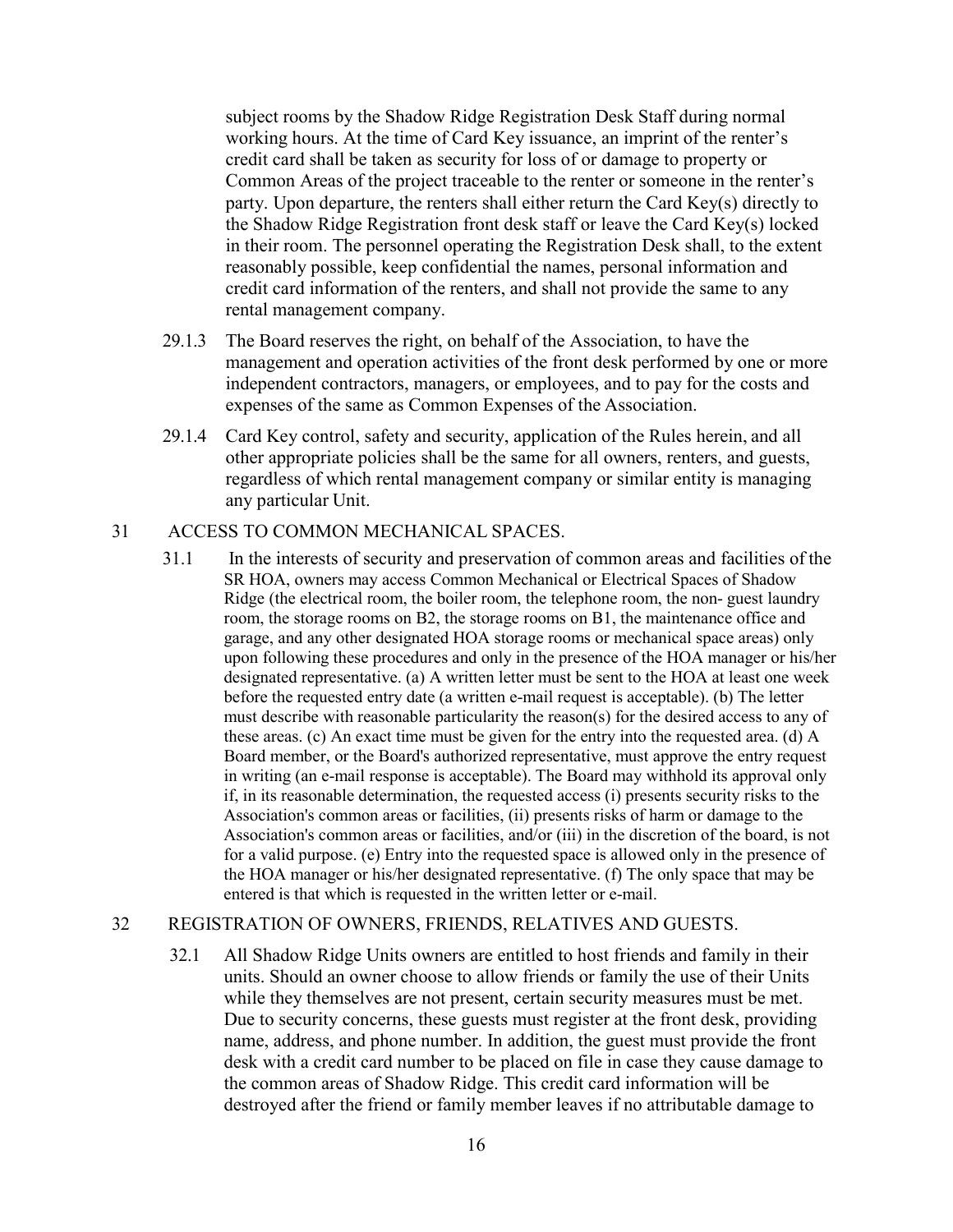subject rooms by the Shadow Ridge Registration Desk Staff during normal working hours. At the time of Card Key issuance, an imprint of the renter's credit card shall be taken as security for loss of or damage to property or Common Areas of the project traceable to the renter or someone in the renter's party. Upon departure, the renters shall either return the Card Key(s) directly to the Shadow Ridge Registration front desk staff or leave the Card Key(s) locked in their room. The personnel operating the Registration Desk shall, to the extent reasonably possible, keep confidential the names, personal information and credit card information of the renters, and shall not provide the same to any rental management company.

29.1.3 The Board reserves the right, on behalf of the Association, to have the management and operation activities of the front desk performed by one or more independent contractors, managers, or employees, and to pay for the costs and expenses of the same as Common Expenses of the Association.

29.1.4 Card Key control, safety and security, application of the Rules herein, and all other appropriate policies shall be the same for all owners, renters, and guests, regardless of which rental management company or similar entity is managing any particular Unit.

31 ACCESS TO COMMON MECHANICAL SPACES.

31.1 In the interests of security and preservation of common areas and facilities of the SR HOA, owners may access Common Mechanical or Electrical Spaces of Shadow Ridge (the electrical room, the boiler room, the telephone room, the non- guest laundry room, the storage rooms on B2, the storage rooms on B1, the maintenance office and garage, and any other designated HOA storage rooms or mechanical space areas) only upon following these procedures and only in the presence of the HOA manager or his/her designated representative. (a) A written letter must be sent to the HOA at least one week before the requested entry date (a written e-mail request is acceptable). (b) The letter must describe with reasonable particularity the reason(s) for the desired access to any of these areas. (c) An exact time must be given for the entry into the requested area. (d) A Board member, or the Board's authorized representative, must approve the entry request in writing (an e-mail response is acceptable). The Board may withhold its approval only if, in its reasonable determination, the requested access (i) presents security risks to the Association's common areas or facilities, (ii) presents risks of harm or damage to the Association's common areas or facilities, and/or (iii) in the discretion of the board, is not for a valid purpose. (e) Entry into the requested space is allowed only in the presence of the HOA manager or his/her designated representative. (f) The only space that may be entered is that which is requested in the written letter or e-mail.

32 REGISTRATION OF OWNERS, FRIENDS, RELATIVES AND GUESTS.

32.1 All Shadow Ridge Units owners are entitled to host friends and family in their units. Should an owner choose to allow friends or family the use of their Units while they themselves are not present, certain security measures must be met. Due to security concerns, these guests must register at the front desk, providing name, address, and phone number. In addition, the guest must provide the front desk with a credit card number to be placed on file in case they cause damage to the common areas of Shadow Ridge. This credit card information will be destroyed after the friend or family member leaves if no attributable damage to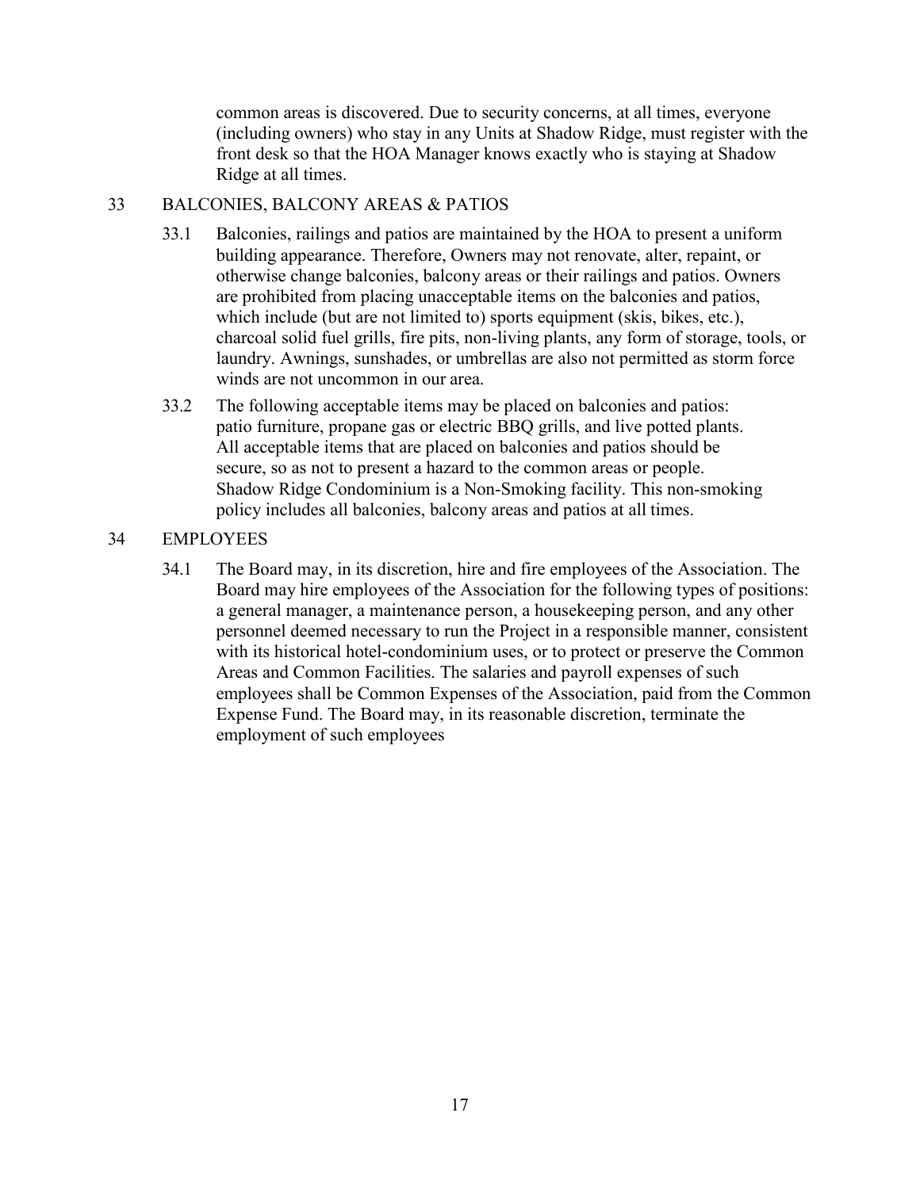common areas is discovered. Due to security concerns, at all times, everyone (including owners) who stay in any Units at Shadow Ridge, must register with the front desk so that the HOA Manager knows exactly who is staying at Shadow Ridge at all times.

## 33 BALCONIES, BALCONY AREAS & PATIOS

33.1 Balconies, railings and patios are maintained by the HOA to present a uniform building appearance. Therefore, Owners may not renovate, alter, repaint, or otherwise change balconies, balcony areas or their railings and patios. Owners are prohibited from placing unacceptable items on the balconies and patios, which include (but are not limited to) sports equipment (skis, bikes, etc.), charcoal solid fuel grills, fire pits, non-living plants, any form of storage, tools, or laundry. Awnings, sunshades, or umbrellas are also not permitted as storm force winds are not uncommon in our area.

33.2 The following acceptable items may be placed on balconies and patios: patio furniture, propane gas or electric BBQ grills, and live potted plants. All acceptable items that are placed on balconies and patios should be secure, so as not to present a hazard to the common areas or people. Shadow Ridge Condominium is a Non-Smoking facility. This non-smoking policy includes all balconies, balcony areas and patios at all times.

## 34 EMPLOYEES

34.1 The Board may, in its discretion, hire and fire employees of the Association. The Board may hire employees of the Association for the following types of positions: a general manager, a maintenance person, a housekeeping person, and any other personnel deemed necessary to run the Project in a responsible manner, consistent with its historical hotel-condominium uses, or to protect or preserve the Common Areas and Common Facilities. The salaries and payroll expenses of such employees shall be Common Expenses of the Association, paid from the Common Expense Fund. The Board may, in its reasonable discretion, terminate the employment of such employees